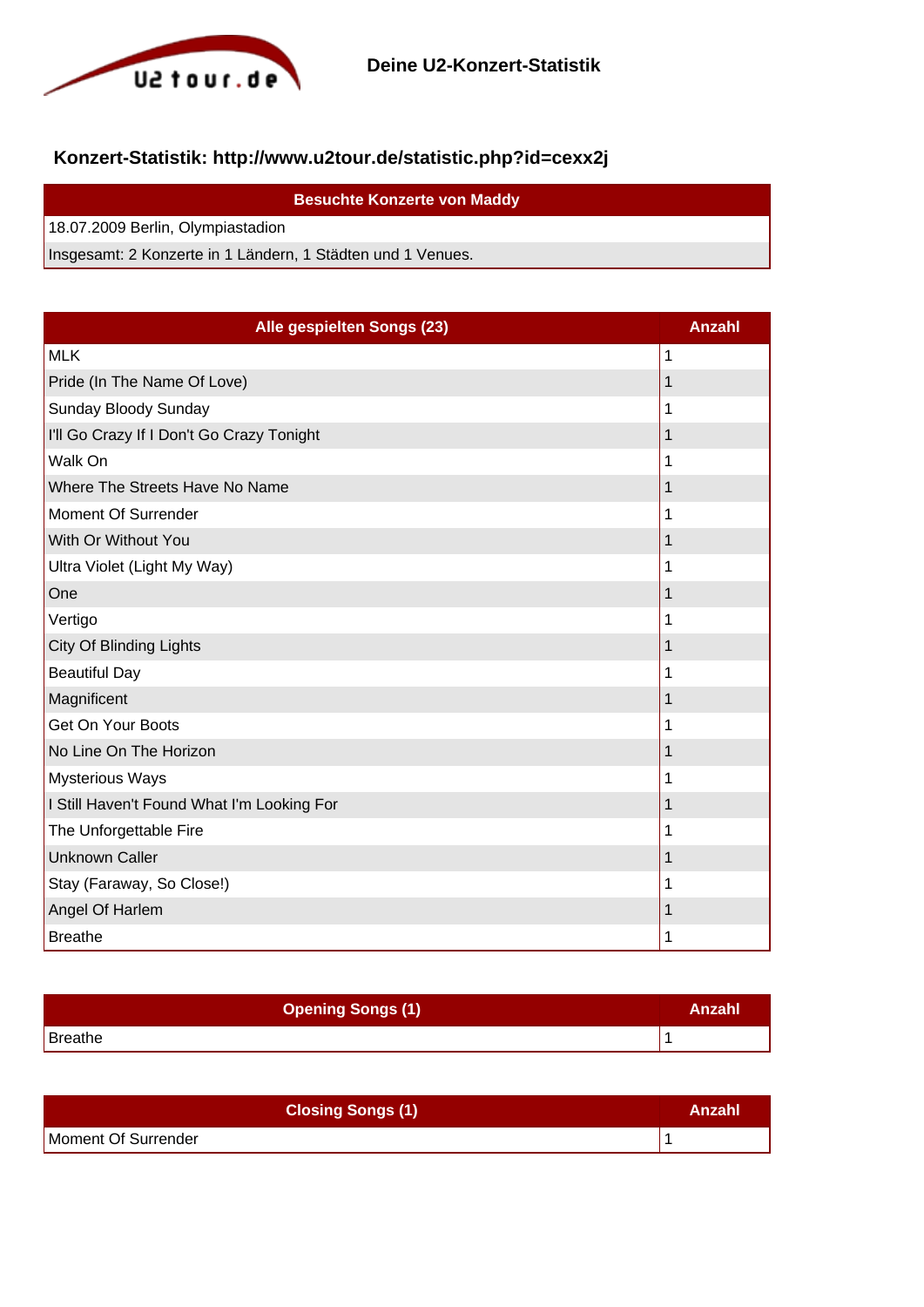U2tour.de

# Deine U2-Konzert-Statistik

## Konzert-Statistik: http://www.u2tour.de/statistic.php?id=cexx2j

| Besuchte Konzerte von Maddy |
|---|
| 18.07.2009 Berlin, Olympiastadion |
| Insgesamt: 2 Konzerte in 1 Ländern, 1 Städten und 1 Venues. |

| Alle gespielten Songs (23) | Anzahl |
|---|---|
| MLK | 1 |
| Pride (In The Name Of Love) | 1 |
| Sunday Bloody Sunday | 1 |
| I'll Go Crazy If I Don't Go Crazy Tonight | 1 |
| Walk On | 1 |
| Where The Streets Have No Name | 1 |
| Moment Of Surrender | 1 |
| With Or Without You | 1 |
| Ultra Violet (Light My Way) | 1 |
| One | 1 |
| Vertigo | 1 |
| City Of Blinding Lights | 1 |
| Beautiful Day | 1 |
| Magnificent | 1 |
| Get On Your Boots | 1 |
| No Line On The Horizon | 1 |
| Mysterious Ways | 1 |
| I Still Haven't Found What I'm Looking For | 1 |
| The Unforgettable Fire | 1 |
| Unknown Caller | 1 |
| Stay (Faraway, So Close!) | 1 |
| Angel Of Harlem | 1 |
| Breathe | 1 |

| Opening Songs (1) | Anzahl |
|---|---|
| Breathe | 1 |

| Closing Songs (1) | Anzahl |
|---|---|
| Moment Of Surrender | 1 |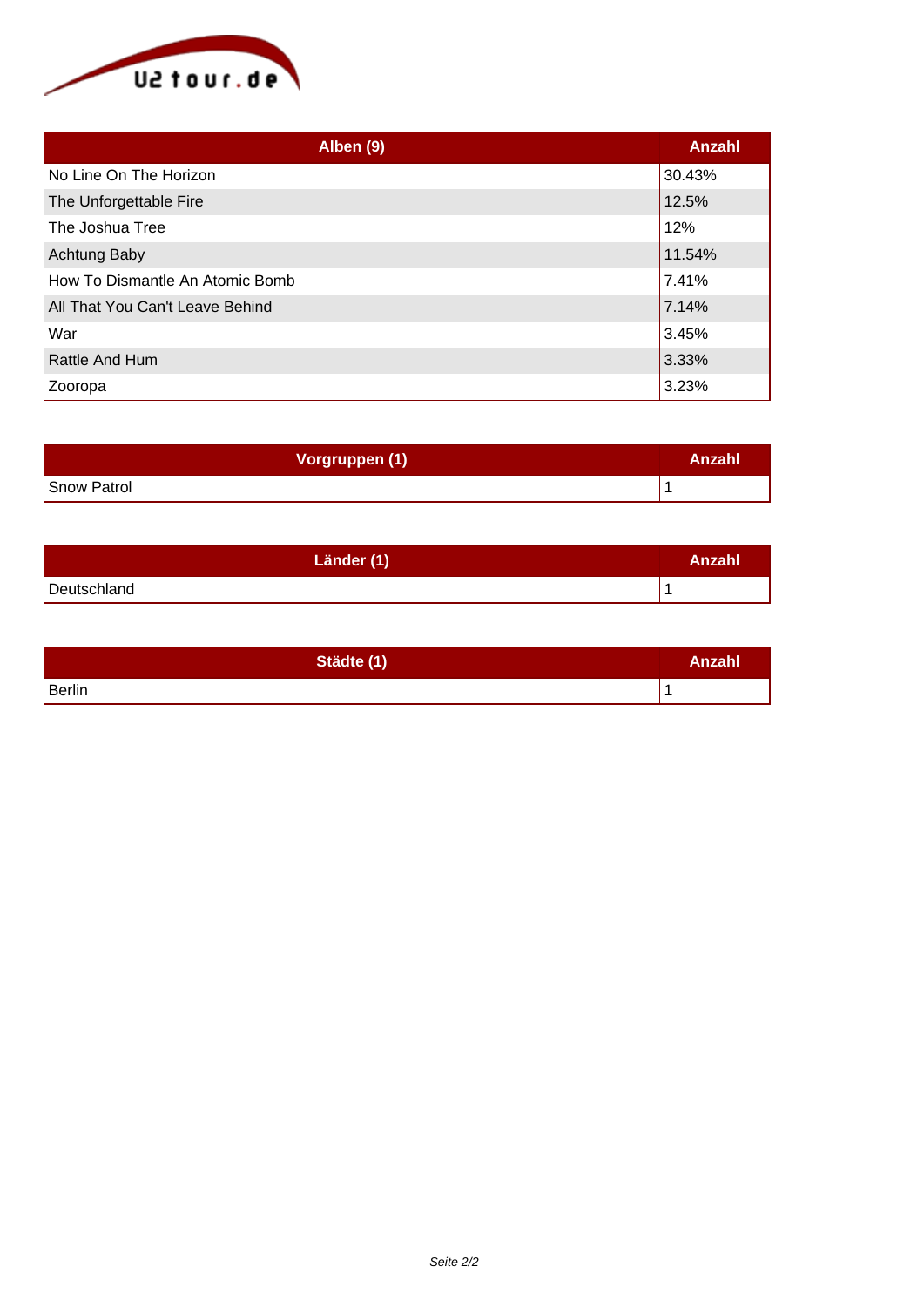| Alben (9) | Anzahl |
| --- | --- |
| No Line On The Horizon | 30.43% |
| The Unforgettable Fire | 12.5% |
| The Joshua Tree | 12% |
| Achtung Baby | 11.54% |
| How To Dismantle An Atomic Bomb | 7.41% |
| All That You Can't Leave Behind | 7.14% |
| War | 3.45% |
| Rattle And Hum | 3.33% |
| Zooropa | 3.23% |

| Vorgruppen (1) | Anzahl |
| --- | --- |
| Snow Patrol | 1 |

| Länder (1) | Anzahl |
| --- | --- |
| Deutschland | 1 |

| Städte (1) | Anzahl |
| --- | --- |
| Berlin | 1 |